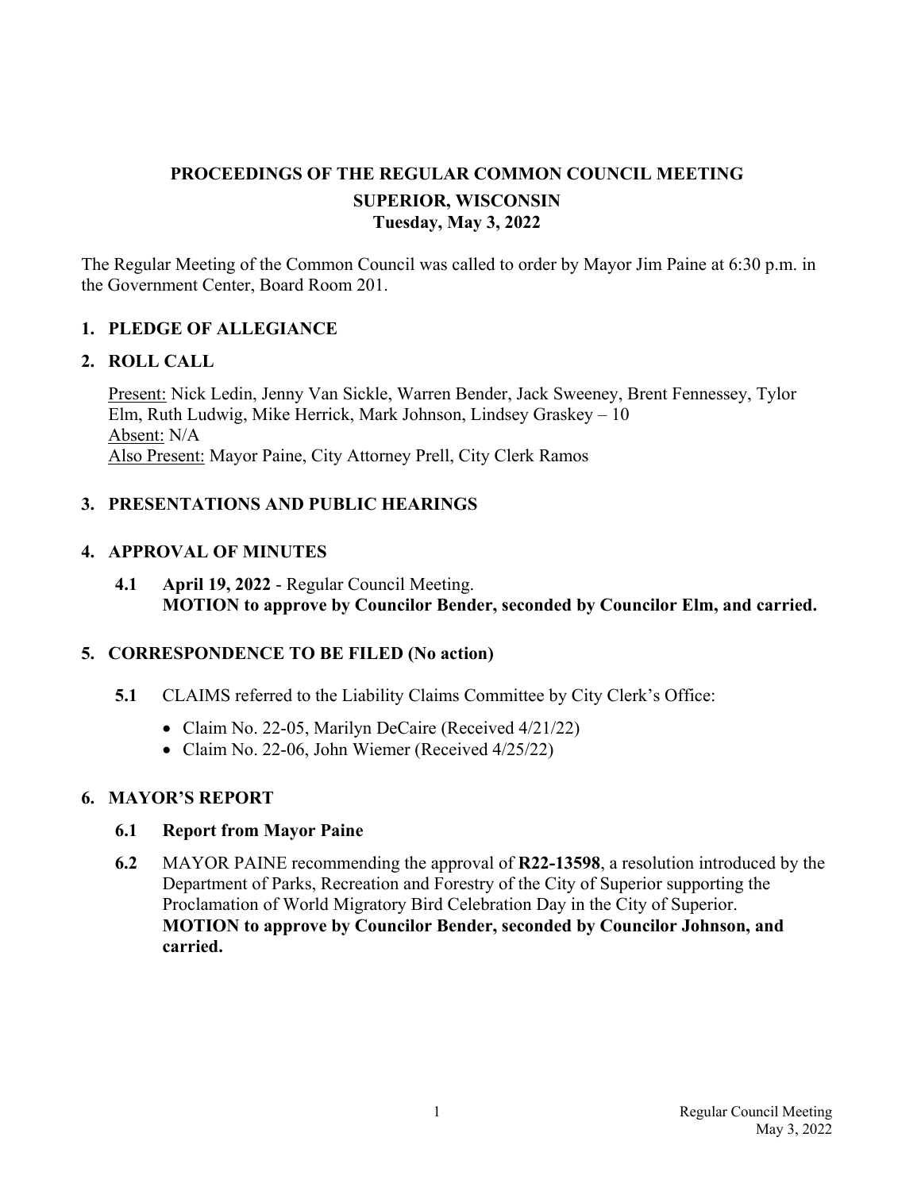# PROCEEDINGS OF THE REGULAR COMMON COUNCIL MEETING
## SUPERIOR, WISCONSIN
### Tuesday, May 3, 2022

The Regular Meeting of the Common Council was called to order by Mayor Jim Paine at 6:30 p.m. in the Government Center, Board Room 201.

## 1. PLEDGE OF ALLEGIANCE

## 2. ROLL CALL

Present: Nick Ledin, Jenny Van Sickle, Warren Bender, Jack Sweeney, Brent Fennessey, Tylor Elm, Ruth Ludwig, Mike Herrick, Mark Johnson, Lindsey Graskey – 10
Absent: N/A
Also Present: Mayor Paine, City Attorney Prell, City Clerk Ramos

## 3. PRESENTATIONS AND PUBLIC HEARINGS

## 4. APPROVAL OF MINUTES

**4.1** **April 19, 2022** - Regular Council Meeting.
**MOTION to approve by Councilor Bender, seconded by Councilor Elm, and carried.**

## 5. CORRESPONDENCE TO BE FILED (No action)

**5.1** CLAIMS referred to the Liability Claims Committee by City Clerk's Office:

- Claim No. 22-05, Marilyn DeCaire (Received 4/21/22)
- Claim No. 22-06, John Wiemer (Received 4/25/22)

## 6. MAYOR'S REPORT

**6.1** **Report from Mayor Paine**

**6.2** MAYOR PAINE recommending the approval of **R22-13598**, a resolution introduced by the Department of Parks, Recreation and Forestry of the City of Superior supporting the Proclamation of World Migratory Bird Celebration Day in the City of Superior.
**MOTION to approve by Councilor Bender, seconded by Councilor Johnson, and carried.**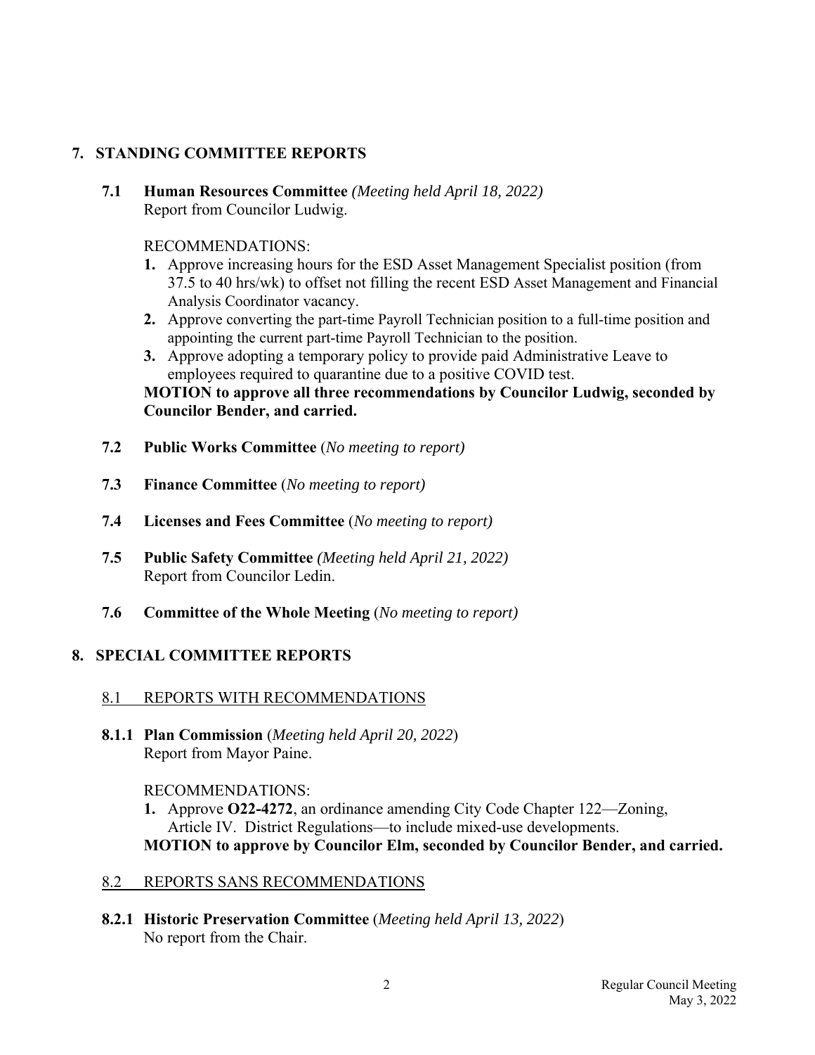## 7. STANDING COMMITTEE REPORTS

**7.1 Human Resources Committee** *(Meeting held April 18, 2022)*
Report from Councilor Ludwig.

RECOMMENDATIONS:

1. Approve increasing hours for the ESD Asset Management Specialist position (from 37.5 to 40 hrs/wk) to offset not filling the recent ESD Asset Management and Financial Analysis Coordinator vacancy.
2. Approve converting the part-time Payroll Technician position to a full-time position and appointing the current part-time Payroll Technician to the position.
3. Approve adopting a temporary policy to provide paid Administrative Leave to employees required to quarantine due to a positive COVID test.

**MOTION to approve all three recommendations by Councilor Ludwig, seconded by Councilor Bender, and carried.**

**7.2 Public Works Committee** (*No meeting to report)*

**7.3 Finance Committee** (*No meeting to report)*

**7.4 Licenses and Fees Committee** (*No meeting to report)*

**7.5 Public Safety Committee** *(Meeting held April 21, 2022)*
Report from Councilor Ledin.

**7.6 Committee of the Whole Meeting** (*No meeting to report)*

## 8. SPECIAL COMMITTEE REPORTS

8.1 REPORTS WITH RECOMMENDATIONS

**8.1.1 Plan Commission** (*Meeting held April 20, 2022*)
Report from Mayor Paine.

RECOMMENDATIONS:

1. Approve **O22-4272**, an ordinance amending City Code Chapter 122—Zoning, Article IV. District Regulations—to include mixed-use developments.

**MOTION to approve by Councilor Elm, seconded by Councilor Bender, and carried.**

8.2 REPORTS SANS RECOMMENDATIONS

**8.2.1 Historic Preservation Committee** (*Meeting held April 13, 2022*)
No report from the Chair.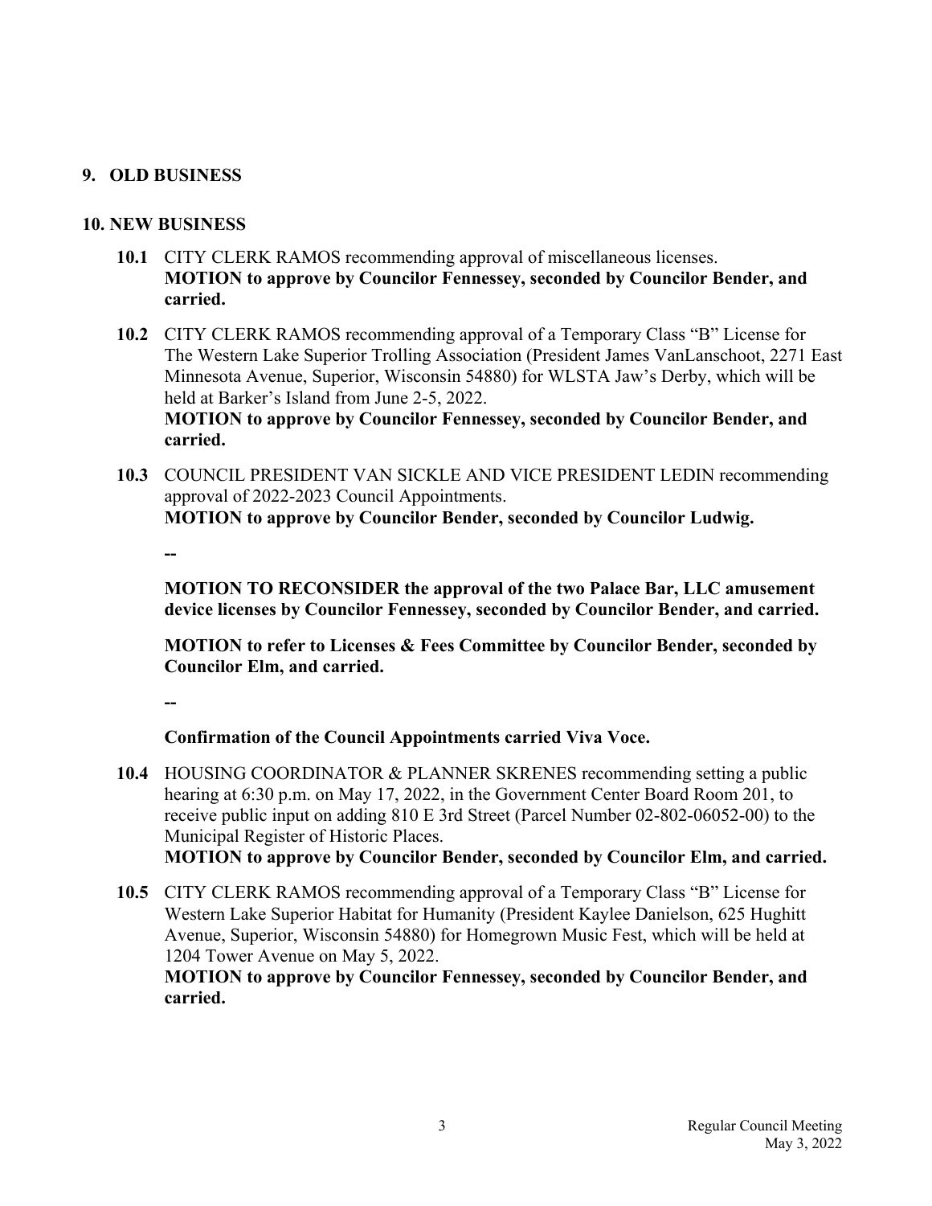## 9. OLD BUSINESS

## 10. NEW BUSINESS

**10.1** CITY CLERK RAMOS recommending approval of miscellaneous licenses.
**MOTION to approve by Councilor Fennessey, seconded by Councilor Bender, and carried.**

**10.2** CITY CLERK RAMOS recommending approval of a Temporary Class "B" License for The Western Lake Superior Trolling Association (President James VanLanschoot, 2271 East Minnesota Avenue, Superior, Wisconsin 54880) for WLSTA Jaw's Derby, which will be held at Barker's Island from June 2-5, 2022.
**MOTION to approve by Councilor Fennessey, seconded by Councilor Bender, and carried.**

**10.3** COUNCIL PRESIDENT VAN SICKLE AND VICE PRESIDENT LEDIN recommending approval of 2022-2023 Council Appointments.
**MOTION to approve by Councilor Bender, seconded by Councilor Ludwig.**

**--**

**MOTION TO RECONSIDER the approval of the two Palace Bar, LLC amusement device licenses by Councilor Fennessey, seconded by Councilor Bender, and carried.**

**MOTION to refer to Licenses & Fees Committee by Councilor Bender, seconded by Councilor Elm, and carried.**

**--**

**Confirmation of the Council Appointments carried Viva Voce.**

**10.4** HOUSING COORDINATOR & PLANNER SKRENES recommending setting a public hearing at 6:30 p.m. on May 17, 2022, in the Government Center Board Room 201, to receive public input on adding 810 E 3rd Street (Parcel Number 02-802-06052-00) to the Municipal Register of Historic Places.
**MOTION to approve by Councilor Bender, seconded by Councilor Elm, and carried.**

**10.5** CITY CLERK RAMOS recommending approval of a Temporary Class "B" License for Western Lake Superior Habitat for Humanity (President Kaylee Danielson, 625 Hughitt Avenue, Superior, Wisconsin 54880) for Homegrown Music Fest, which will be held at 1204 Tower Avenue on May 5, 2022.
**MOTION to approve by Councilor Fennessey, seconded by Councilor Bender, and carried.**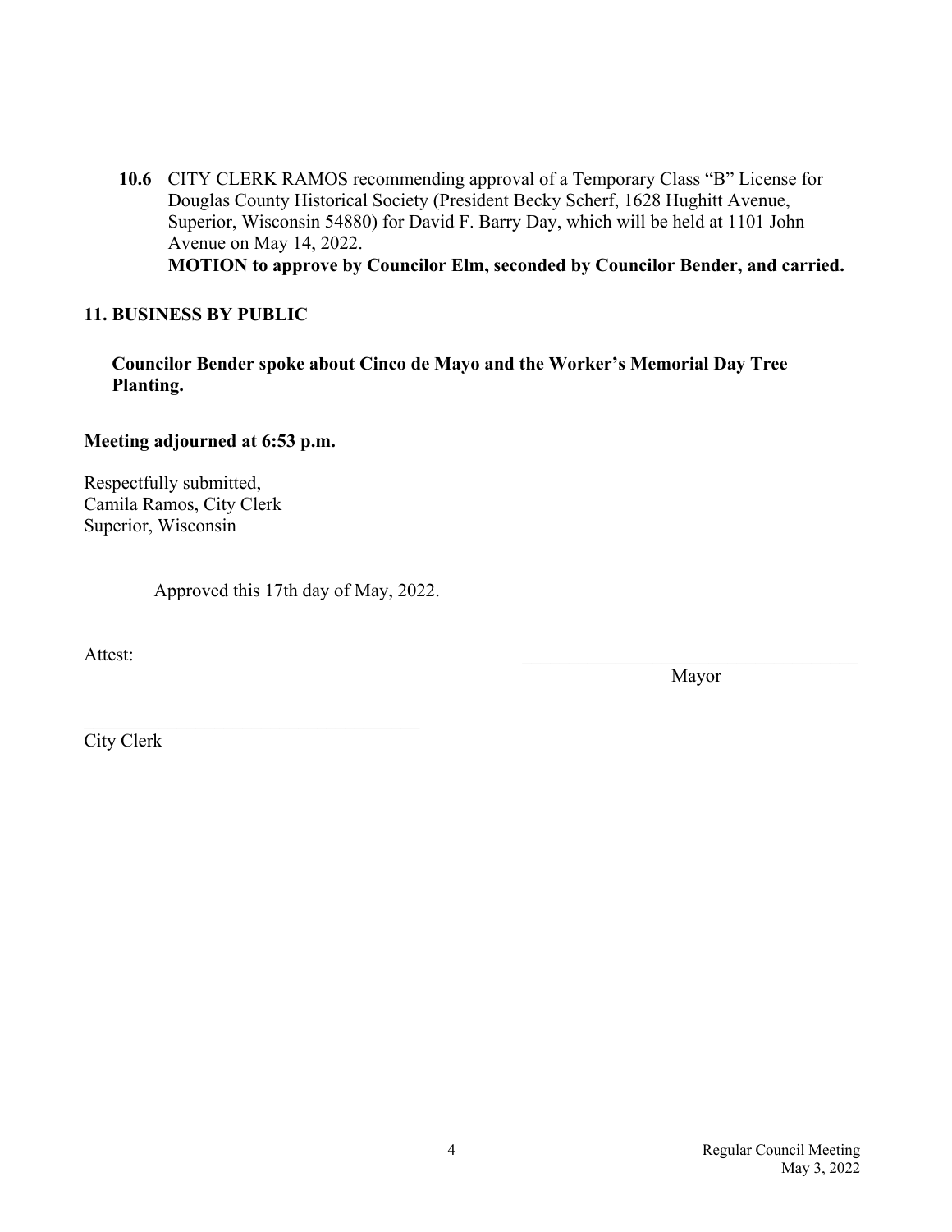**10.6** CITY CLERK RAMOS recommending approval of a Temporary Class "B" License for Douglas County Historical Society (President Becky Scherf, 1628 Hughitt Avenue, Superior, Wisconsin 54880) for David F. Barry Day, which will be held at 1101 John Avenue on May 14, 2022.
**MOTION to approve by Councilor Elm, seconded by Councilor Bender, and carried.**

**11. BUSINESS BY PUBLIC**

**Councilor Bender spoke about Cinco de Mayo and the Worker's Memorial Day Tree Planting.**

**Meeting adjourned at 6:53 p.m.**

Respectfully submitted,
Camila Ramos, City Clerk
Superior, Wisconsin

Approved this 17th day of May, 2022.

Attest:

_____________________________________
Mayor

_____________________________________
City Clerk